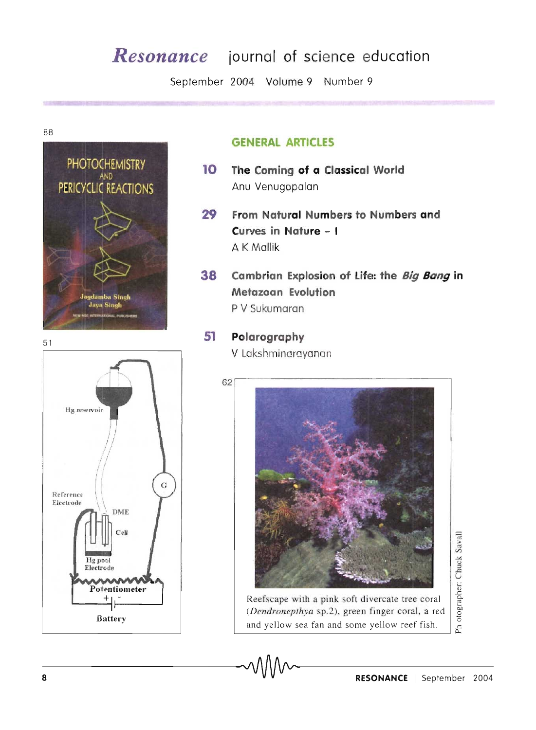# *Resonance* journal of science education

September 2004 Volume 9 Number 9

88

51

## GENERAL ARTICLES

**10** **The Coming of a Classical World**
Anu Venugopalan

**29** **From Natural Numbers to Numbers and Curves in Nature – I**
A K Mallik

**38** **Cambrian Explosion of Life: the *Big Bang* in Metazoan Evolution**
P V Sukumaran

**51** **Polarography**
V Lakshminarayanan

62

Reefscape with a pink soft divercate tree coral (*Dendronepthya* sp.2), green finger coral, a red and yellow sea fan and some yellow reef fish.

Photographer: Chuck Savall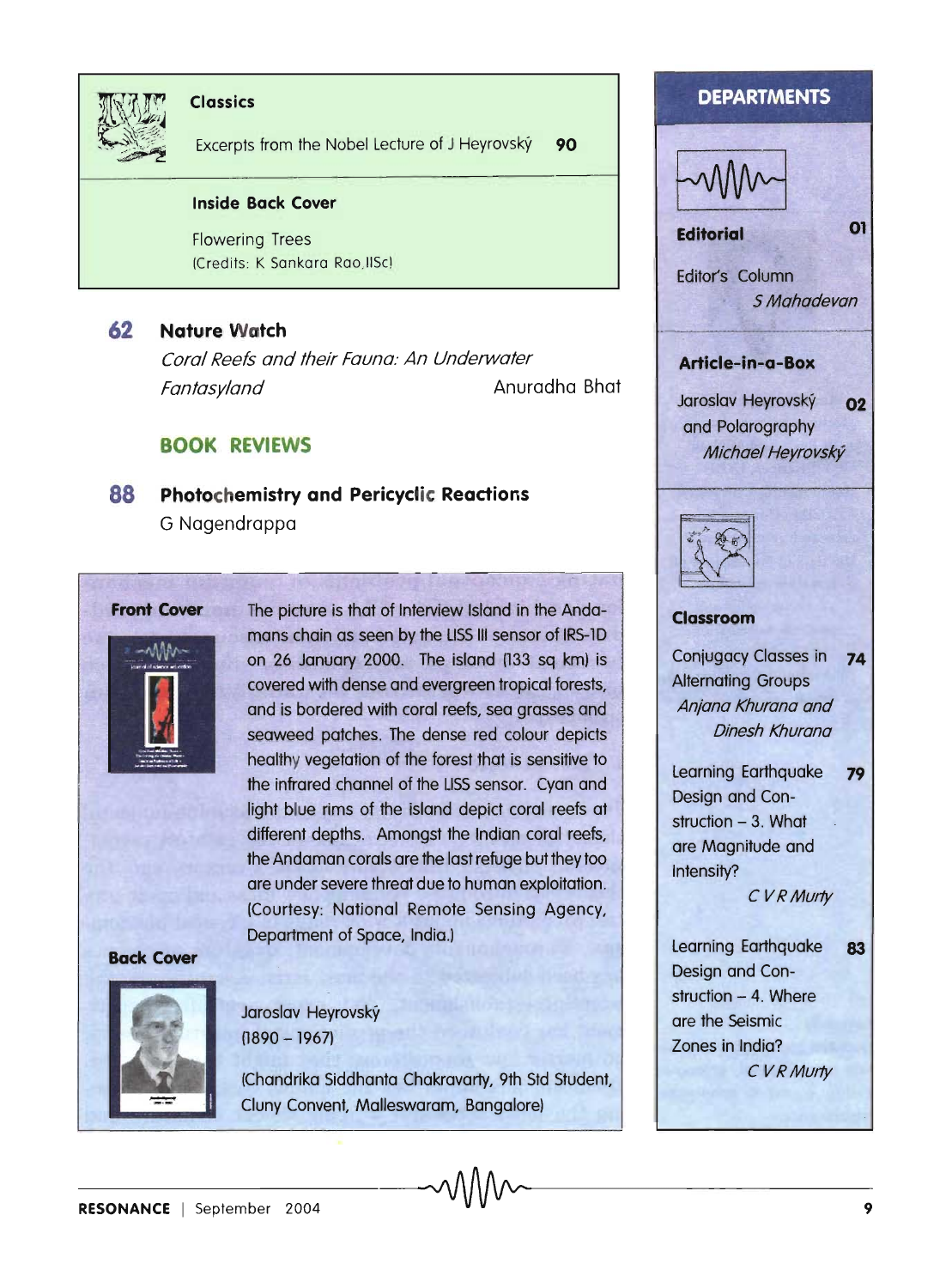### Classics

Excerpts from the Nobel Lecture of J Heyrovský **90**

### Inside Back Cover

Flowering Trees
(Credits: K Sankara Rao, IISc)

**62** **Nature Watch**
*Coral Reefs and their Fauna: An Underwater Fantasyland* — Anuradha Bhat

## BOOK REVIEWS

**88** **Photochemistry and Pericyclic Reactions**
G Nagendrappa

**Front Cover**

The picture is that of Interview Island in the Andamans chain as seen by the LISS III sensor of IRS-1D on 26 January 2000. The island (133 sq km) is covered with dense and evergreen tropical forests, and is bordered with coral reefs, sea grasses and seaweed patches. The dense red colour depicts healthy vegetation of the forest that is sensitive to the infrared channel of the LISS sensor. Cyan and light blue rims of the island depict coral reefs at different depths. Amongst the Indian coral reefs, the Andaman corals are the last refuge but they too are under severe threat due to human exploitation. (Courtesy: National Remote Sensing Agency, Department of Space, India.)

**Back Cover**

Jaroslav Heyrovský
(1890 – 1967)
(Chandrika Siddhanta Chakravarty, 9th Std Student, Cluny Convent, Malleswaram, Bangalore)

## DEPARTMENTS

**Editorial** **01**
Editor's Column
*S Mahadevan*

**Article-in-a-Box**
Jaroslav Heyrovský and Polarography **02**
*Michael Heyrovský*

**Classroom**

Conjugacy Classes in Alternating Groups **74**
*Anjana Khurana and Dinesh Khurana*

Learning Earthquake Design and Construction – 3. What are Magnitude and Intensity? **79**
*C V R Murty*

Learning Earthquake Design and Construction – 4. Where are the Seismic Zones in India? **83**
*C V R Murty*